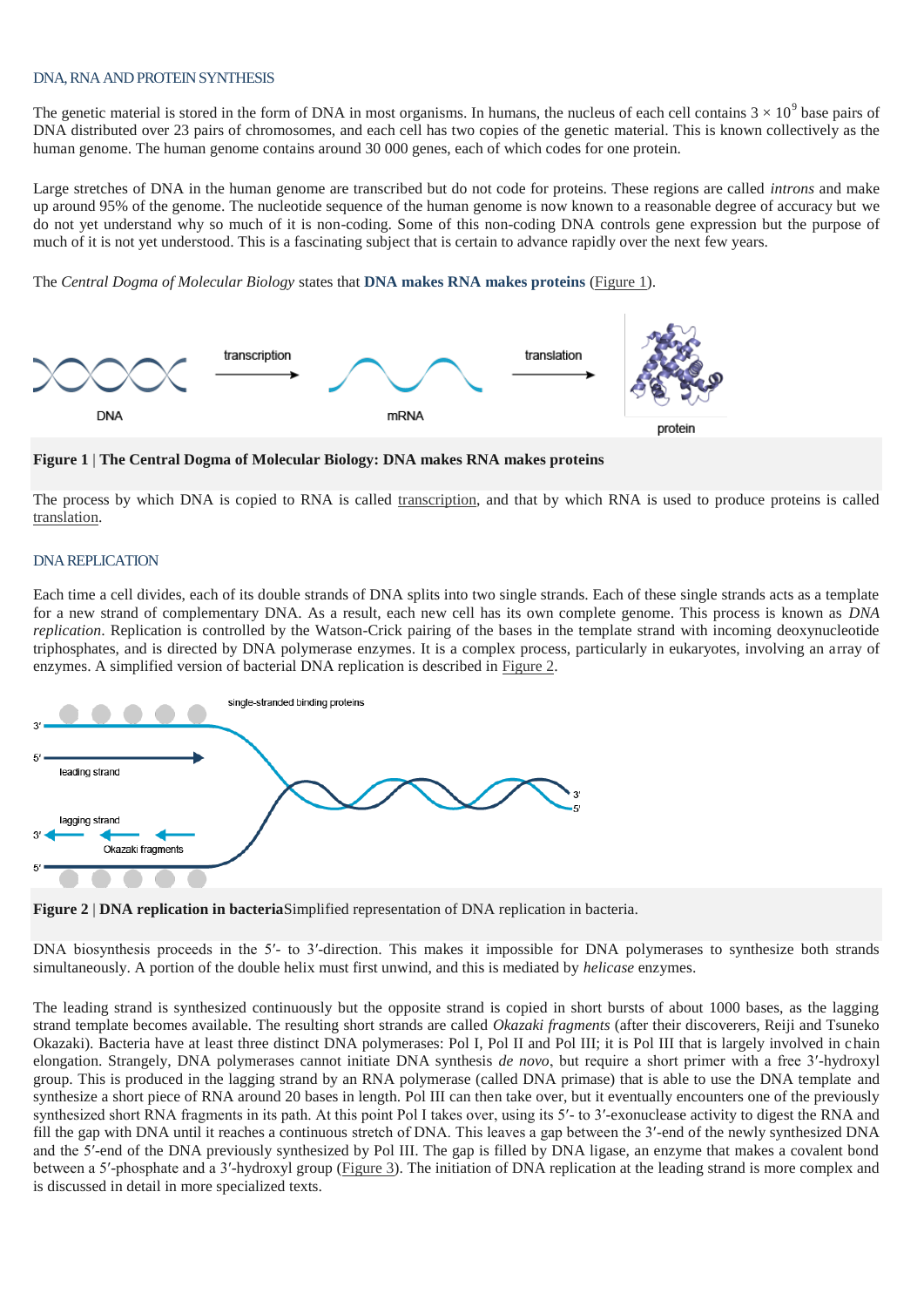## DNA, RNA AND PROTEIN SYNTHESIS

The genetic material is stored in the form of DNA in most organisms. In humans, the nucleus of each cell contains $3 \times 10^9$ base pairs of DNA distributed over 23 pairs of chromosomes, and each cell has two copies of the genetic material. This is known collectively as the human genome. The human genome contains around 30 000 genes, each of which codes for one protein.

Large stretches of DNA in the human genome are transcribed but do not code for proteins. These regions are called *introns* and make up around 95% of the genome. The nucleotide sequence of the human genome is now known to a reasonable degree of accuracy but we do not yet understand why so much of it is non-coding. Some of this non-coding DNA controls gene expression but the purpose of much of it is not yet understood. This is a fascinating subject that is certain to advance rapidly over the next few years.

The *Central Dogma of Molecular Biology* states that **DNA makes RNA makes proteins** (Figure 1).

**Figure 1 | The Central Dogma of Molecular Biology: DNA makes RNA makes proteins**

The process by which DNA is copied to RNA is called transcription, and that by which RNA is used to produce proteins is called translation.

## DNA REPLICATION

Each time a cell divides, each of its double strands of DNA splits into two single strands. Each of these single strands acts as a template for a new strand of complementary DNA. As a result, each new cell has its own complete genome. This process is known as *DNA replication*. Replication is controlled by the Watson-Crick pairing of the bases in the template strand with incoming deoxynucleotide triphosphates, and is directed by DNA polymerase enzymes. It is a complex process, particularly in eukaryotes, involving an array of enzymes. A simplified version of bacterial DNA replication is described in Figure 2.

**Figure 2 | DNA replication in bacteria** Simplified representation of DNA replication in bacteria.

DNA biosynthesis proceeds in the 5′- to 3′-direction. This makes it impossible for DNA polymerases to synthesize both strands simultaneously. A portion of the double helix must first unwind, and this is mediated by *helicase* enzymes.

The leading strand is synthesized continuously but the opposite strand is copied in short bursts of about 1000 bases, as the lagging strand template becomes available. The resulting short strands are called *Okazaki fragments* (after their discoverers, Reiji and Tsuneko Okazaki). Bacteria have at least three distinct DNA polymerases: Pol I, Pol II and Pol III; it is Pol III that is largely involved in chain elongation. Strangely, DNA polymerases cannot initiate DNA synthesis *de novo*, but require a short primer with a free 3′-hydroxyl group. This is produced in the lagging strand by an RNA polymerase (called DNA primase) that is able to use the DNA template and synthesize a short piece of RNA around 20 bases in length. Pol III can then take over, but it eventually encounters one of the previously synthesized short RNA fragments in its path. At this point Pol I takes over, using its 5′- to 3′-exonuclease activity to digest the RNA and fill the gap with DNA until it reaches a continuous stretch of DNA. This leaves a gap between the 3′-end of the newly synthesized DNA and the 5′-end of the DNA previously synthesized by Pol III. The gap is filled by DNA ligase, an enzyme that makes a covalent bond between a 5′-phosphate and a 3′-hydroxyl group (Figure 3). The initiation of DNA replication at the leading strand is more complex and is discussed in detail in more specialized texts.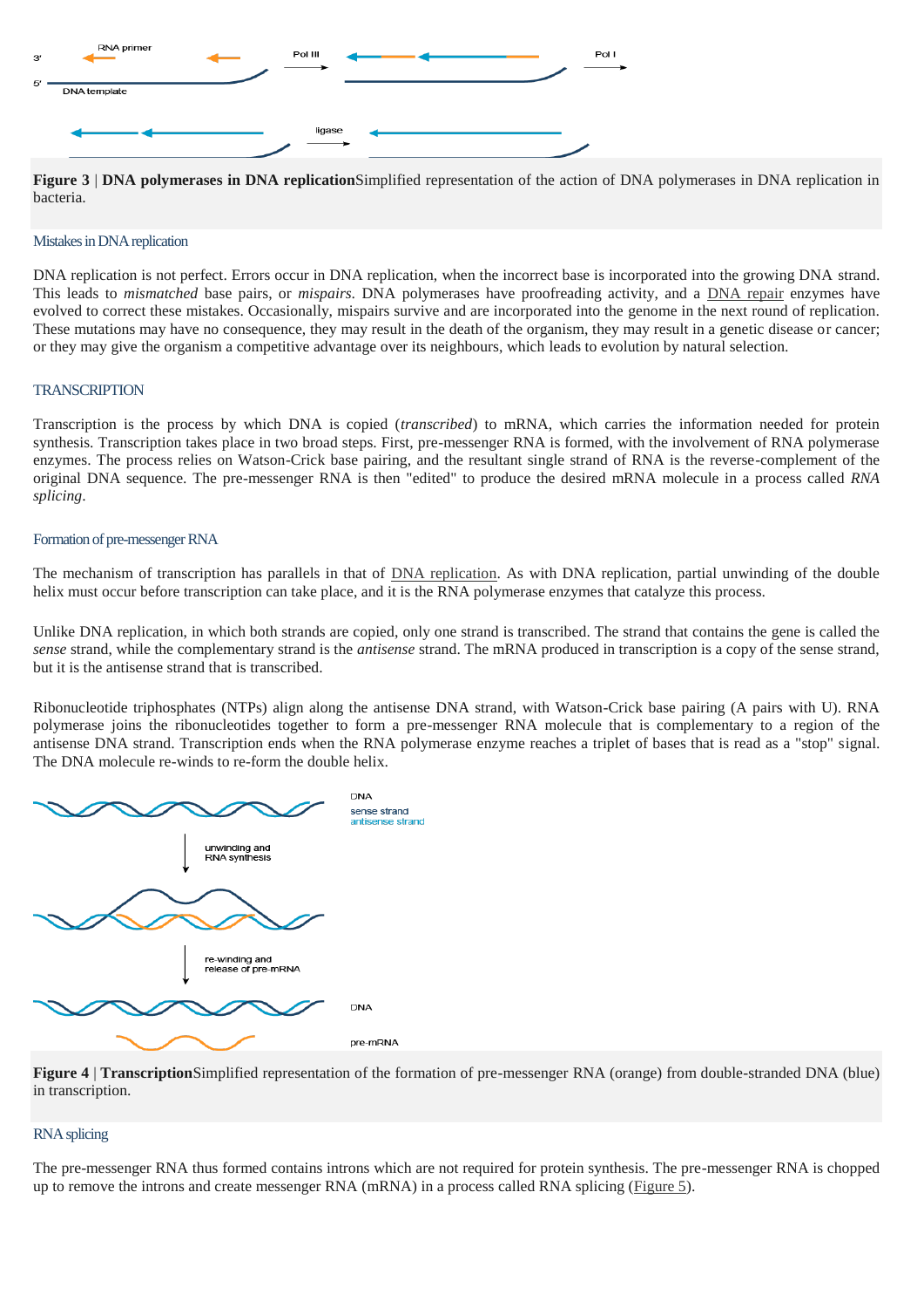**Figure 3 | DNA polymerases in DNA replication**Simplified representation of the action of DNA polymerases in DNA replication in bacteria.

### Mistakes in DNA replication

DNA replication is not perfect. Errors occur in DNA replication, when the incorrect base is incorporated into the growing DNA strand. This leads to *mismatched* base pairs, or *mispairs*. DNA polymerases have proofreading activity, and a DNA repair enzymes have evolved to correct these mistakes. Occasionally, mispairs survive and are incorporated into the genome in the next round of replication. These mutations may have no consequence, they may result in the death of the organism, they may result in a genetic disease or cancer; or they may give the organism a competitive advantage over its neighbours, which leads to evolution by natural selection.

## TRANSCRIPTION

Transcription is the process by which DNA is copied (*transcribed*) to mRNA, which carries the information needed for protein synthesis. Transcription takes place in two broad steps. First, pre-messenger RNA is formed, with the involvement of RNA polymerase enzymes. The process relies on Watson-Crick base pairing, and the resultant single strand of RNA is the reverse-complement of the original DNA sequence. The pre-messenger RNA is then "edited" to produce the desired mRNA molecule in a process called *RNA splicing*.

### Formation of pre-messenger RNA

The mechanism of transcription has parallels in that of DNA replication. As with DNA replication, partial unwinding of the double helix must occur before transcription can take place, and it is the RNA polymerase enzymes that catalyze this process.

Unlike DNA replication, in which both strands are copied, only one strand is transcribed. The strand that contains the gene is called the *sense* strand, while the complementary strand is the *antisense* strand. The mRNA produced in transcription is a copy of the sense strand, but it is the antisense strand that is transcribed.

Ribonucleotide triphosphates (NTPs) align along the antisense DNA strand, with Watson-Crick base pairing (A pairs with U). RNA polymerase joins the ribonucleotides together to form a pre-messenger RNA molecule that is complementary to a region of the antisense DNA strand. Transcription ends when the RNA polymerase enzyme reaches a triplet of bases that is read as a "stop" signal. The DNA molecule re-winds to re-form the double helix.

**Figure 4 | Transcription**Simplified representation of the formation of pre-messenger RNA (orange) from double-stranded DNA (blue) in transcription.

### RNA splicing

The pre-messenger RNA thus formed contains introns which are not required for protein synthesis. The pre-messenger RNA is chopped up to remove the introns and create messenger RNA (mRNA) in a process called RNA splicing (Figure 5).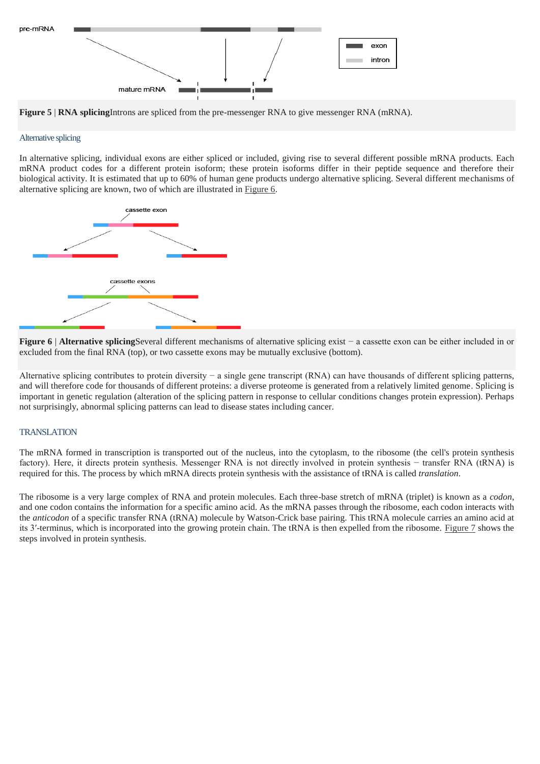**Figure 5** | **RNA splicing**Introns are spliced from the pre-messenger RNA to give messenger RNA (mRNA).

### Alternative splicing

In alternative splicing, individual exons are either spliced or included, giving rise to several different possible mRNA products. Each mRNA product codes for a different protein isoform; these protein isoforms differ in their peptide sequence and therefore their biological activity. It is estimated that up to 60% of human gene products undergo alternative splicing. Several different mechanisms of alternative splicing are known, two of which are illustrated in Figure 6.

**Figure 6** | **Alternative splicing**Several different mechanisms of alternative splicing exist − a cassette exon can be either included in or excluded from the final RNA (top), or two cassette exons may be mutually exclusive (bottom).

Alternative splicing contributes to protein diversity − a single gene transcript (RNA) can have thousands of different splicing patterns, and will therefore code for thousands of different proteins: a diverse proteome is generated from a relatively limited genome. Splicing is important in genetic regulation (alteration of the splicing pattern in response to cellular conditions changes protein expression). Perhaps not surprisingly, abnormal splicing patterns can lead to disease states including cancer.

## TRANSLATION

The mRNA formed in transcription is transported out of the nucleus, into the cytoplasm, to the ribosome (the cell's protein synthesis factory). Here, it directs protein synthesis. Messenger RNA is not directly involved in protein synthesis − transfer RNA (tRNA) is required for this. The process by which mRNA directs protein synthesis with the assistance of tRNA is called *translation*.

The ribosome is a very large complex of RNA and protein molecules. Each three-base stretch of mRNA (triplet) is known as a *codon*, and one codon contains the information for a specific amino acid. As the mRNA passes through the ribosome, each codon interacts with the *anticodon* of a specific transfer RNA (tRNA) molecule by Watson-Crick base pairing. This tRNA molecule carries an amino acid at its 3′-terminus, which is incorporated into the growing protein chain. The tRNA is then expelled from the ribosome. Figure 7 shows the steps involved in protein synthesis.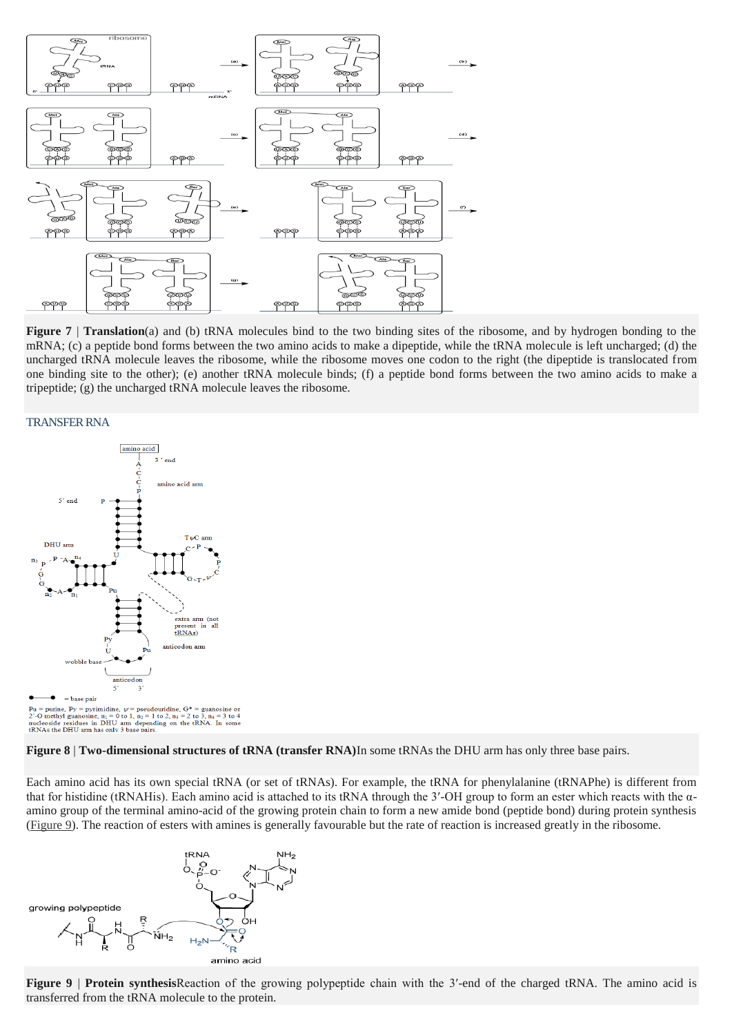**Figure 7 | Translation**(a) and (b) tRNA molecules bind to the two binding sites of the ribosome, and by hydrogen bonding to the mRNA; (c) a peptide bond forms between the two amino acids to make a dipeptide, while the tRNA molecule is left uncharged; (d) the uncharged tRNA molecule leaves the ribosome, while the ribosome moves one codon to the right (the dipeptide is translocated from one binding site to the other); (e) another tRNA molecule binds; (f) a peptide bond forms between the two amino acids to make a tripeptide; (g) the uncharged tRNA molecule leaves the ribosome.

## TRANSFER RNA

**Figure 8 | Two-dimensional structures of tRNA (transfer RNA)**In some tRNAs the DHU arm has only three base pairs.

Each amino acid has its own special tRNA (or set of tRNAs). For example, the tRNA for phenylalanine (tRNAPhe) is different from that for histidine (tRNAHis). Each amino acid is attached to its tRNA through the 3′-OH group to form an ester which reacts with the α-amino group of the terminal amino-acid of the growing protein chain to form a new amide bond (peptide bond) during protein synthesis (Figure 9). The reaction of esters with amines is generally favourable but the rate of reaction is increased greatly in the ribosome.

**Figure 9 | Protein synthesis**Reaction of the growing polypeptide chain with the 3′-end of the charged tRNA. The amino acid is transferred from the tRNA molecule to the protein.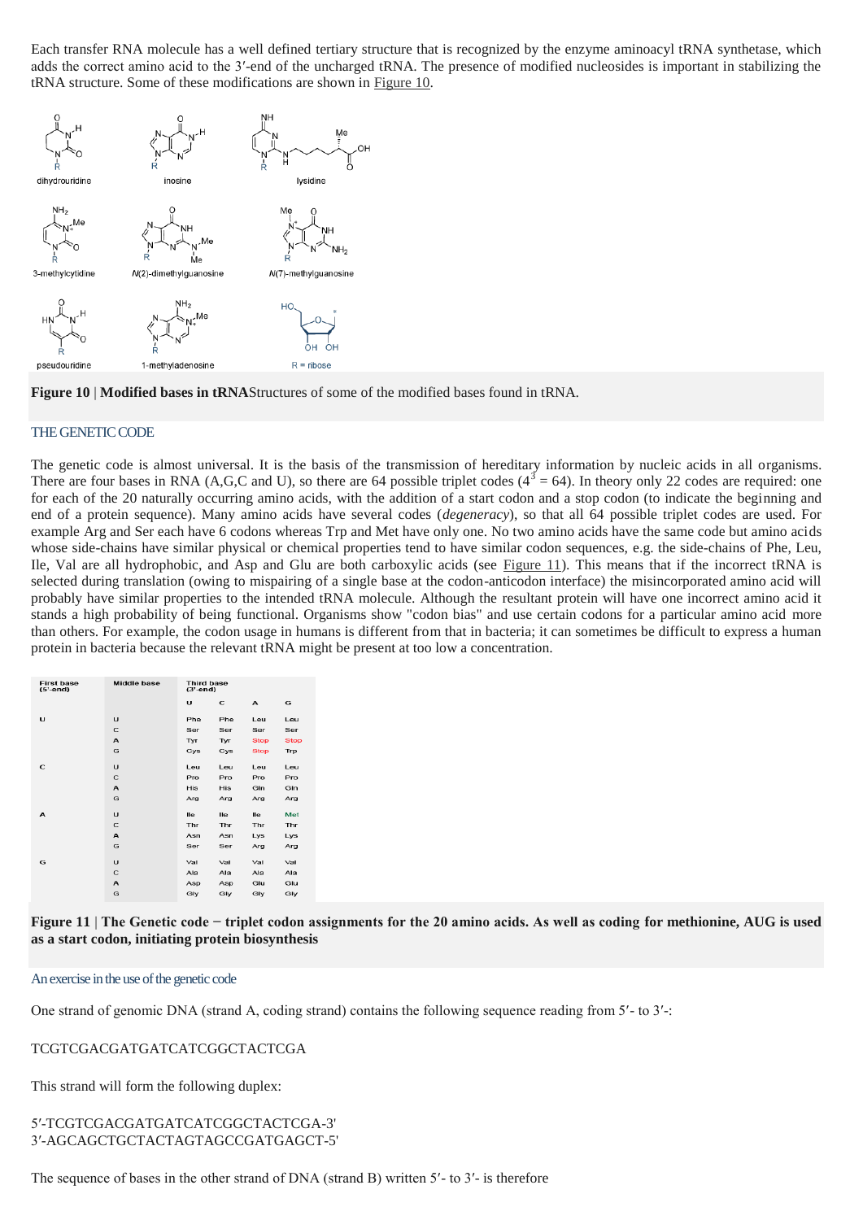Each transfer RNA molecule has a well defined tertiary structure that is recognized by the enzyme aminoacyl tRNA synthetase, which adds the correct amino acid to the 3′-end of the uncharged tRNA. The presence of modified nucleosides is important in stabilizing the tRNA structure. Some of these modifications are shown in Figure 10.

dihydrouridine

inosine

lysidine

3-methylcytidine

N(2)-dimethylguanosine

N(7)-methylguanosine

pseudouridine

1-methyladenosine

R = ribose

**Figure 10 | Modified bases in tRNA**Structures of some of the modified bases found in tRNA.

## THE GENETIC CODE

The genetic code is almost universal. It is the basis of the transmission of hereditary information by nucleic acids in all organisms. There are four bases in RNA (A,G,C and U), so there are 64 possible triplet codes ($4^3 = 64$). In theory only 22 codes are required: one for each of the 20 naturally occurring amino acids, with the addition of a start codon and a stop codon (to indicate the beginning and end of a protein sequence). Many amino acids have several codes (*degeneracy*), so that all 64 possible triplet codes are used. For example Arg and Ser each have 6 codons whereas Trp and Met have only one. No two amino acids have the same code but amino acids whose side-chains have similar physical or chemical properties tend to have similar codon sequences, e.g. the side-chains of Phe, Leu, Ile, Val are all hydrophobic, and Asp and Glu are both carboxylic acids (see Figure 11). This means that if the incorrect tRNA is selected during translation (owing to mispairing of a single base at the codon-anticodon interface) the misincorporated amino acid will probably have similar properties to the intended tRNA molecule. Although the resultant protein will have one incorrect amino acid it stands a high probability of being functional. Organisms show "codon bias" and use certain codons for a particular amino acid more than others. For example, the codon usage in humans is different from that in bacteria; it can sometimes be difficult to express a human protein in bacteria because the relevant tRNA might be present at too low a concentration.

| First base (5′-end) | Middle base | Third base (3′-end) | | | |
|---|---|---|---|---|---|
| | | U | C | A | G |
| U | U | Phe | Phe | Leu | Leu |
| | C | Ser | Ser | Ser | Ser |
| | A | Tyr | Tyr | Stop | Stop |
| | G | Cys | Cys | Stop | Trp |
| C | U | Leu | Leu | Leu | Leu |
| | C | Pro | Pro | Pro | Pro |
| | A | His | His | Gln | Gln |
| | G | Arg | Arg | Arg | Arg |
| A | U | Ile | Ile | Ile | Met |
| | C | Thr | Thr | Thr | Thr |
| | A | Asn | Asn | Lys | Lys |
| | G | Ser | Ser | Arg | Arg |
| G | U | Val | Val | Val | Val |
| | C | Ala | Ala | Ala | Ala |
| | A | Asp | Asp | Glu | Glu |
| | G | Gly | Gly | Gly | Gly |

**Figure 11 | The Genetic code − triplet codon assignments for the 20 amino acids. As well as coding for methionine, AUG is used as a start codon, initiating protein biosynthesis**

### An exercise in the use of the genetic code

One strand of genomic DNA (strand A, coding strand) contains the following sequence reading from 5′- to 3′-:

TCGTCGACGATGATCATCGGCTACTCGA

This strand will form the following duplex:

5′-TCGTCGACGATGATCATCGGCTACTCGA-3'
3′-AGCAGCTGCTACTAGTAGCCGATGAGCT-5'

The sequence of bases in the other strand of DNA (strand B) written 5′- to 3′- is therefore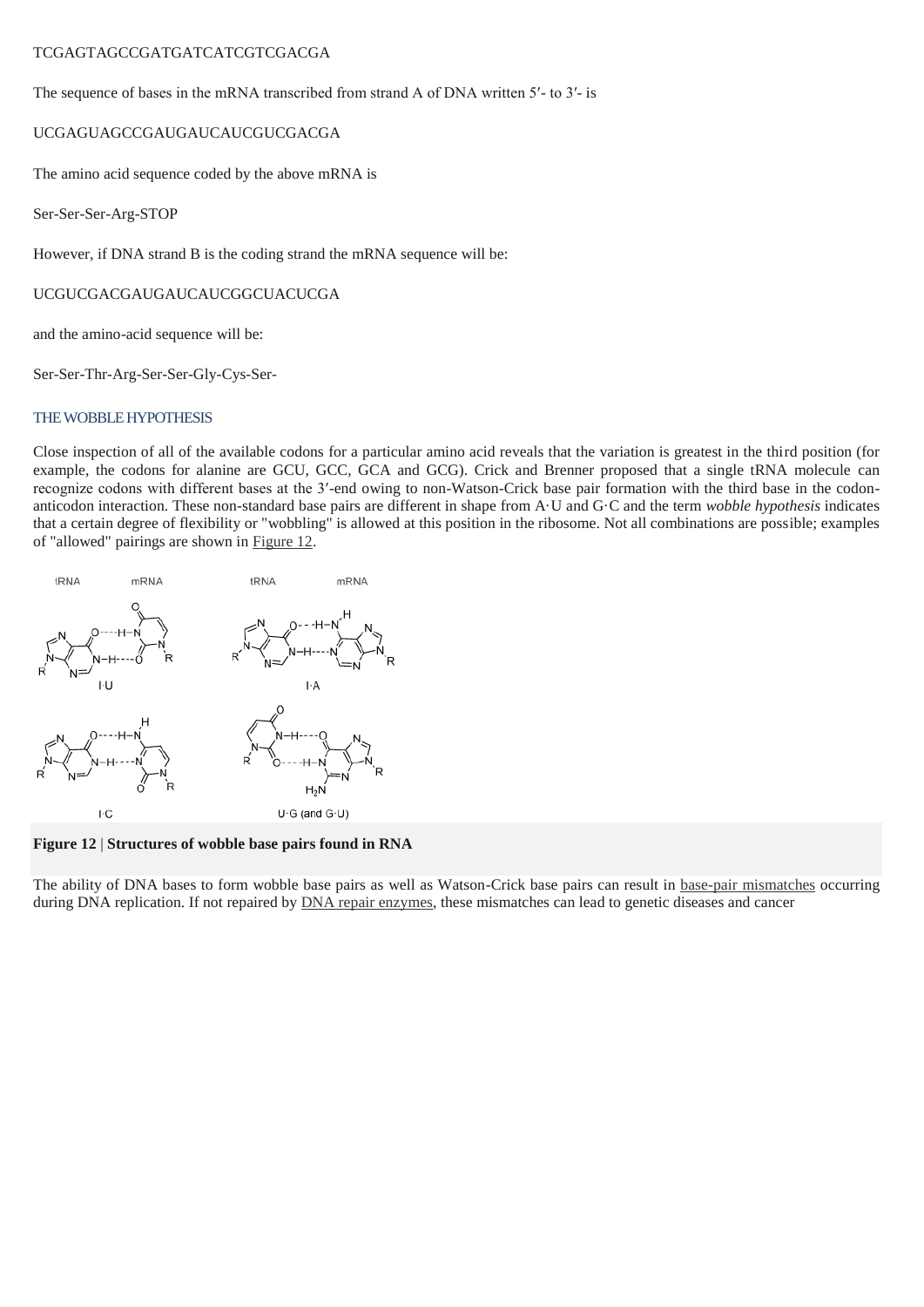TCGAGTAGCCGATGATCATCGTCGACGA

The sequence of bases in the mRNA transcribed from strand A of DNA written 5′- to 3′- is

UCGAGUAGCCGAUGAUCAUCGUCGACGA

The amino acid sequence coded by the above mRNA is

Ser-Ser-Ser-Arg-STOP

However, if DNA strand B is the coding strand the mRNA sequence will be:

UCGUCGACGAUGAUCAUCGGCUACUCGA

and the amino-acid sequence will be:

Ser-Ser-Thr-Arg-Ser-Ser-Gly-Cys-Ser-

## THE WOBBLE HYPOTHESIS

Close inspection of all of the available codons for a particular amino acid reveals that the variation is greatest in the third position (for example, the codons for alanine are GCU, GCC, GCA and GCG). Crick and Brenner proposed that a single tRNA molecule can recognize codons with different bases at the 3′-end owing to non-Watson-Crick base pair formation with the third base in the codon-anticodon interaction. These non-standard base pairs are different in shape from A·U and G·C and the term *wobble hypothesis* indicates that a certain degree of flexibility or "wobbling" is allowed at this position in the ribosome. Not all combinations are possible; examples of "allowed" pairings are shown in Figure 12.

tRNA mRNA tRNA mRNA

I·U

I·A

I·C

U·G (and G·U)

**Figure 12 | Structures of wobble base pairs found in RNA**

The ability of DNA bases to form wobble base pairs as well as Watson-Crick base pairs can result in base-pair mismatches occurring during DNA replication. If not repaired by DNA repair enzymes, these mismatches can lead to genetic diseases and cancer